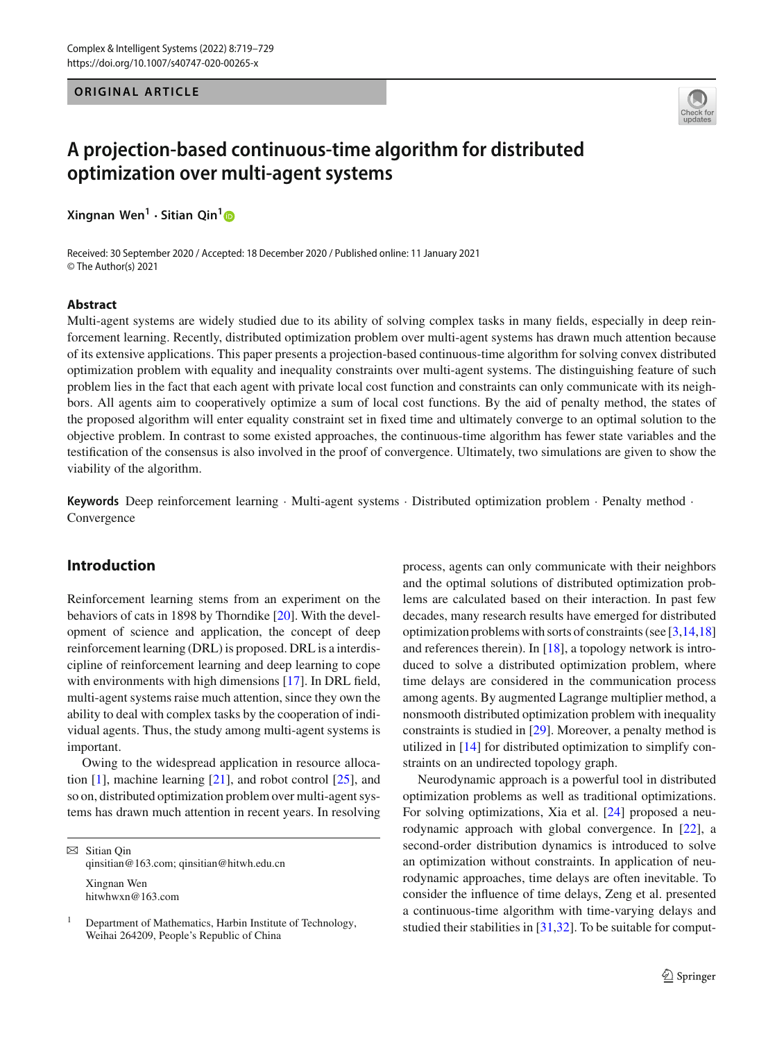ORIGINAL ARTICLE

# A projection-based continuous-time algorithm for distributed optimization over multi-agent systems

**Xingnan Wen[1] · Sitian Qin[1]**

Received: 30 September 2020 / Accepted: 18 December 2020 / Published online: 11 January 2021
© The Author(s) 2021

## Abstract

Multi-agent systems are widely studied due to its ability of solving complex tasks in many fields, especially in deep reinforcement learning. Recently, distributed optimization problem over multi-agent systems has drawn much attention because of its extensive applications. This paper presents a projection-based continuous-time algorithm for solving convex distributed optimization problem with equality and inequality constraints over multi-agent systems. The distinguishing feature of such problem lies in the fact that each agent with private local cost function and constraints can only communicate with its neighbors. All agents aim to cooperatively optimize a sum of local cost functions. By the aid of penalty method, the states of the proposed algorithm will enter equality constraint set in fixed time and ultimately converge to an optimal solution to the objective problem. In contrast to some existed approaches, the continuous-time algorithm has fewer state variables and the testification of the consensus is also involved in the proof of convergence. Ultimately, two simulations are given to show the viability of the algorithm.

**Keywords** Deep reinforcement learning · Multi-agent systems · Distributed optimization problem · Penalty method · Convergence

## Introduction

Reinforcement learning stems from an experiment on the behaviors of cats in 1898 by Thorndike [20]. With the development of science and application, the concept of deep reinforcement learning (DRL) is proposed. DRL is a interdiscipline of reinforcement learning and deep learning to cope with environments with high dimensions [17]. In DRL field, multi-agent systems raise much attention, since they own the ability to deal with complex tasks by the cooperation of individual agents. Thus, the study among multi-agent systems is important.

Owing to the widespread application in resource allocation [1], machine learning [21], and robot control [25], and so on, distributed optimization problem over multi-agent systems has drawn much attention in recent years. In resolving process, agents can only communicate with their neighbors and the optimal solutions of distributed optimization problems are calculated based on their interaction. In past few decades, many research results have emerged for distributed optimization problems with sorts of constraints (see [3,14,18] and references therein). In [18], a topology network is introduced to solve a distributed optimization problem, where time delays are considered in the communication process among agents. By augmented Lagrange multiplier method, a nonsmooth distributed optimization problem with inequality constraints is studied in [29]. Moreover, a penalty method is utilized in [14] for distributed optimization to simplify constraints on an undirected topology graph.

Neurodynamic approach is a powerful tool in distributed optimization problems as well as traditional optimizations. For solving optimizations, Xia et al. [24] proposed a neurodynamic approach with global convergence. In [22], a second-order distribution dynamics is introduced to solve an optimization without constraints. In application of neurodynamic approaches, time delays are often inevitable. To consider the influence of time delays, Zeng et al. presented a continuous-time algorithm with time-varying delays and studied their stabilities in [31,32]. To be suitable for comput-

✉ Sitian Qin
qinsitian@163.com; qinsitian@hitwh.edu.cn

Xingnan Wen
hitwhwxn@163.com

[1] Department of Mathematics, Harbin Institute of Technology, Weihai 264209, People's Republic of China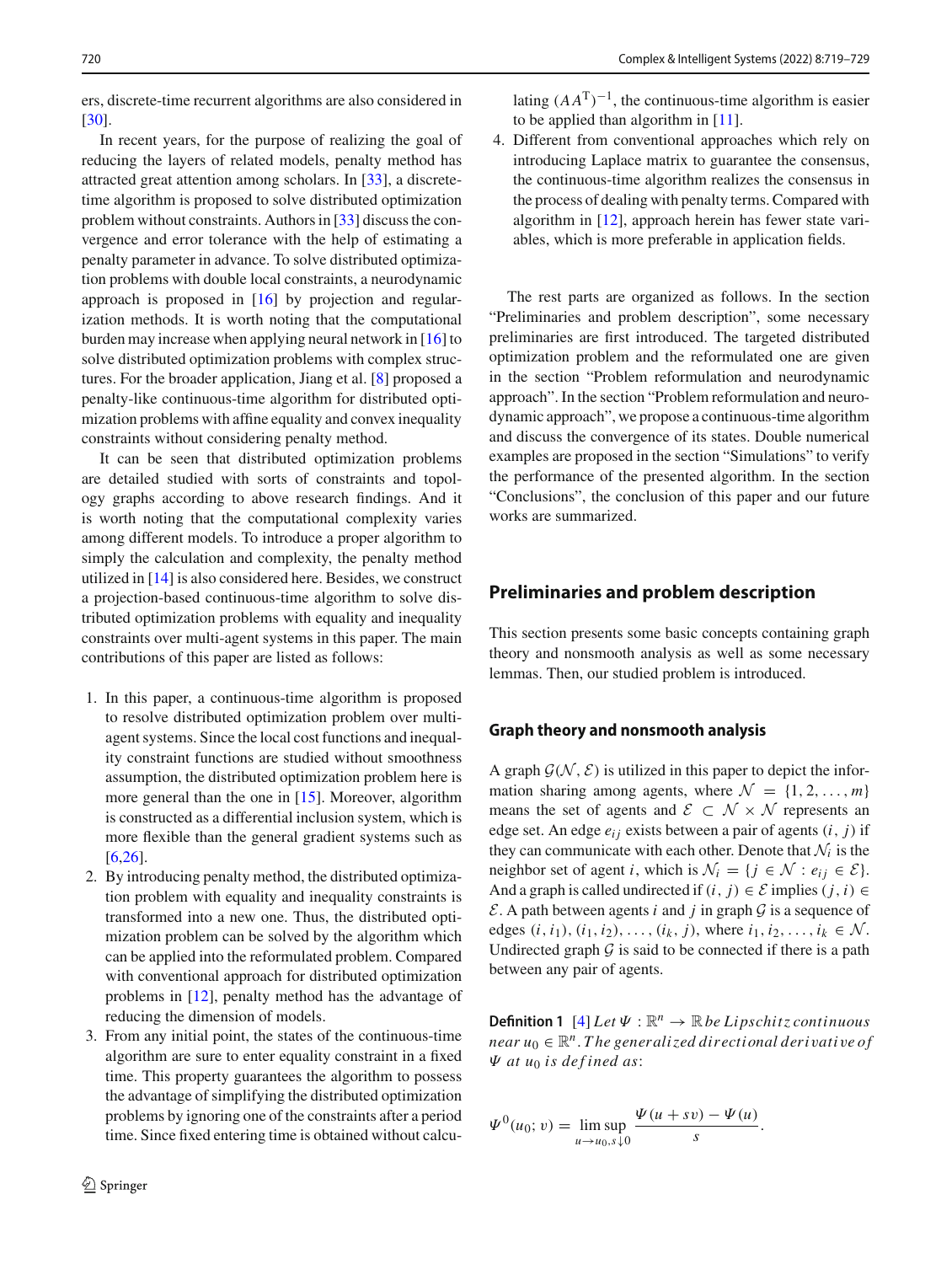ers, discrete-time recurrent algorithms are also considered in [30].

In recent years, for the purpose of realizing the goal of reducing the layers of related models, penalty method has attracted great attention among scholars. In [33], a discrete-time algorithm is proposed to solve distributed optimization problem without constraints. Authors in [33] discuss the convergence and error tolerance with the help of estimating a penalty parameter in advance. To solve distributed optimization problems with double local constraints, a neurodynamic approach is proposed in [16] by projection and regularization methods. It is worth noting that the computational burden may increase when applying neural network in [16] to solve distributed optimization problems with complex structures. For the broader application, Jiang et al. [8] proposed a penalty-like continuous-time algorithm for distributed optimization problems with affine equality and convex inequality constraints without considering penalty method.

It can be seen that distributed optimization problems are detailed studied with sorts of constraints and topology graphs according to above research findings. And it is worth noting that the computational complexity varies among different models. To introduce a proper algorithm to simply the calculation and complexity, the penalty method utilized in [14] is also considered here. Besides, we construct a projection-based continuous-time algorithm to solve distributed optimization problems with equality and inequality constraints over multi-agent systems in this paper. The main contributions of this paper are listed as follows:

1. In this paper, a continuous-time algorithm is proposed to resolve distributed optimization problem over multi-agent systems. Since the local cost functions and inequality constraint functions are studied without smoothness assumption, the distributed optimization problem here is more general than the one in [15]. Moreover, algorithm is constructed as a differential inclusion system, which is more flexible than the general gradient systems such as [6,26].
2. By introducing penalty method, the distributed optimization problem with equality and inequality constraints is transformed into a new one. Thus, the distributed optimization problem can be solved by the algorithm which can be applied into the reformulated problem. Compared with conventional approach for distributed optimization problems in [12], penalty method has the advantage of reducing the dimension of models.
3. From any initial point, the states of the continuous-time algorithm are sure to enter equality constraint in a fixed time. This property guarantees the algorithm to possess the advantage of simplifying the distributed optimization problems by ignoring one of the constraints after a period time. Since fixed entering time is obtained without calculating $(AA^{\mathrm{T}})^{-1}$, the continuous-time algorithm is easier to be applied than algorithm in [11].
4. Different from conventional approaches which rely on introducing Laplace matrix to guarantee the consensus, the continuous-time algorithm realizes the consensus in the process of dealing with penalty terms. Compared with algorithm in [12], approach herein has fewer state variables, which is more preferable in application fields.

The rest parts are organized as follows. In the section "Preliminaries and problem description", some necessary preliminaries are first introduced. The targeted distributed optimization problem and the reformulated one are given in the section "Problem reformulation and neurodynamic approach". In the section "Problem reformulation and neurodynamic approach", we propose a continuous-time algorithm and discuss the convergence of its states. Double numerical examples are proposed in the section "Simulations" to verify the performance of the presented algorithm. In the section "Conclusions", the conclusion of this paper and our future works are summarized.

## Preliminaries and problem description

This section presents some basic concepts containing graph theory and nonsmooth analysis as well as some necessary lemmas. Then, our studied problem is introduced.

### Graph theory and nonsmooth analysis

A graph $\mathcal{G}(\mathcal{N}, \mathcal{E})$ is utilized in this paper to depict the information sharing among agents, where $\mathcal{N} = \{1, 2, \ldots, m\}$ means the set of agents and $\mathcal{E} \subset \mathcal{N} \times \mathcal{N}$ represents an edge set. An edge $e_{ij}$ exists between a pair of agents $(i, j)$ if they can communicate with each other. Denote that $\mathcal{N}_i$ is the neighbor set of agent $i$, which is $\mathcal{N}_i = \{j \in \mathcal{N} : e_{ij} \in \mathcal{E}\}$. And a graph is called undirected if $(i, j) \in \mathcal{E}$ implies $(j, i) \in \mathcal{E}$. A path between agents $i$ and $j$ in graph $\mathcal{G}$ is a sequence of edges $(i, i_1), (i_1, i_2), \ldots, (i_k, j)$, where $i_1, i_2, \ldots, i_k \in \mathcal{N}$. Undirected graph $\mathcal{G}$ is said to be connected if there is a path between any pair of agents.

**Definition 1** [4] *Let $\Psi : \mathbb{R}^n \to \mathbb{R}$ be Lipschitz continuous near $u_0 \in \mathbb{R}^n$. The generalized directional derivative of $\Psi$ at $u_0$ is defined as:*

$$\Psi^0(u_0; v) = \limsup_{u \to u_0, s \downarrow 0} \frac{\Psi(u + sv) - \Psi(u)}{s}.$$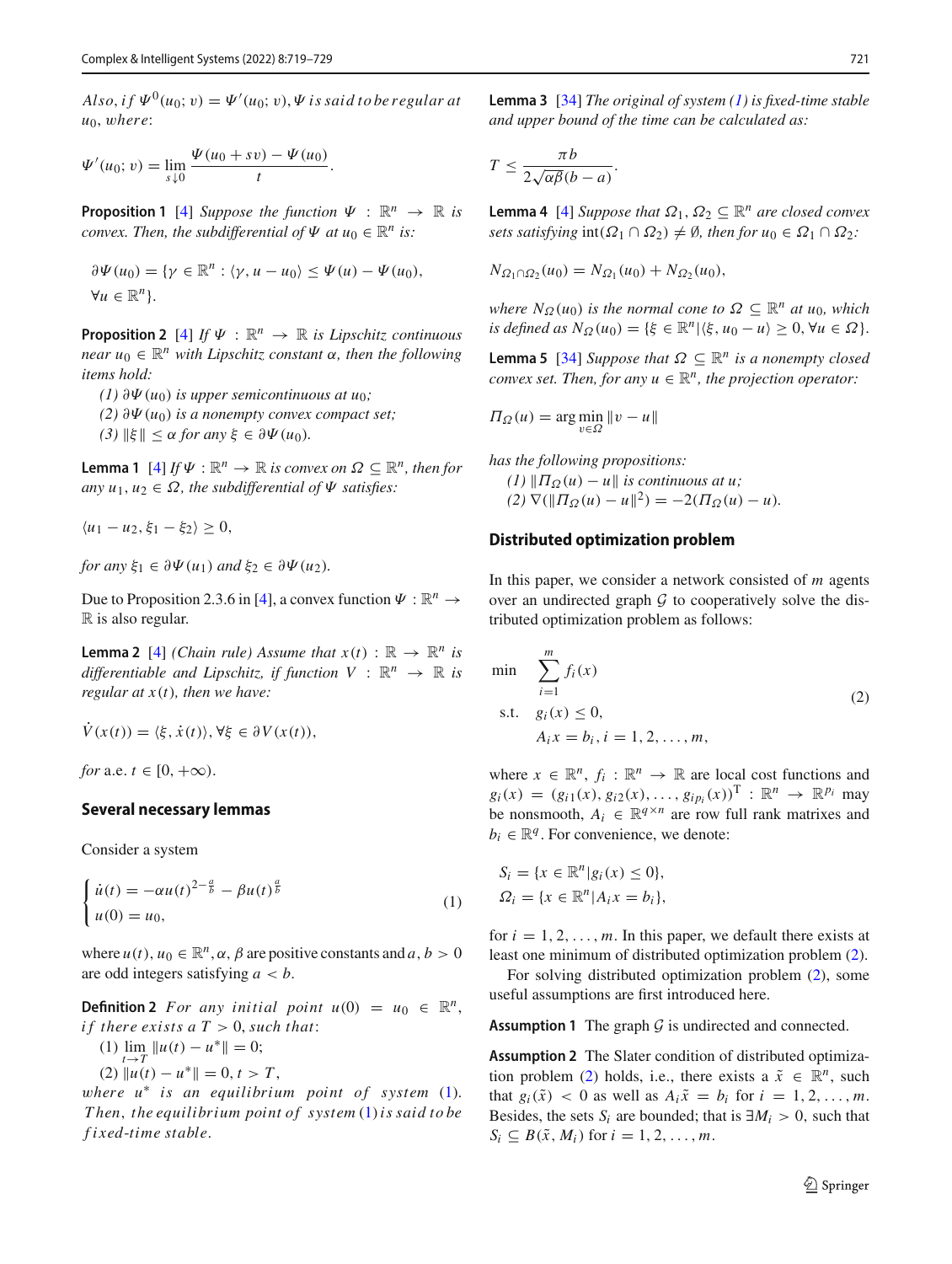*Also, if* $\Psi^0(u_0; v) = \Psi'(u_0; v)$, $\Psi$ *is said to be regular at* $u_0$, *where*:

$$\Psi'(u_0; v) = \lim_{s \downarrow 0} \frac{\Psi(u_0 + sv) - \Psi(u_0)}{t}.$$

**Proposition 1** [4] *Suppose the function* $\Psi : \mathbb{R}^n \to \mathbb{R}$ *is convex. Then, the subdifferential of* $\Psi$ *at* $u_0 \in \mathbb{R}^n$ *is:*

$$\partial \Psi(u_0) = \{\gamma \in \mathbb{R}^n : \langle \gamma, u - u_0 \rangle \leq \Psi(u) - \Psi(u_0), \\ \forall u \in \mathbb{R}^n\}.$$

**Proposition 2** [4] *If* $\Psi : \mathbb{R}^n \to \mathbb{R}$ *is Lipschitz continuous near* $u_0 \in \mathbb{R}^n$ *with Lipschitz constant* $\alpha$, *then the following items hold:*

*(1)* $\partial \Psi(u_0)$ *is upper semicontinuous at* $u_0$*;*
*(2)* $\partial \Psi(u_0)$ *is a nonempty convex compact set;*
*(3)* $\|\xi\| \leq \alpha$ *for any* $\xi \in \partial \Psi(u_0)$.

**Lemma 1** [4] *If* $\Psi : \mathbb{R}^n \to \mathbb{R}$ *is convex on* $\Omega \subseteq \mathbb{R}^n$, *then for any* $u_1, u_2 \in \Omega$, *the subdifferential of* $\Psi$ *satisfies:*

$$\langle u_1 - u_2, \xi_1 - \xi_2 \rangle \geq 0,$$

*for any* $\xi_1 \in \partial \Psi(u_1)$ *and* $\xi_2 \in \partial \Psi(u_2)$.

Due to Proposition 2.3.6 in [4], a convex function $\Psi : \mathbb{R}^n \to \mathbb{R}$ is also regular.

**Lemma 2** [4] *(Chain rule) Assume that* $x(t) : \mathbb{R} \to \mathbb{R}^n$ *is differentiable and Lipschitz, if function* $V : \mathbb{R}^n \to \mathbb{R}$ *is regular at* $x(t)$, *then we have:*

$$\dot{V}(x(t)) = \langle \xi, \dot{x}(t) \rangle, \forall \xi \in \partial V(x(t)),$$

*for* a.e. $t \in [0, +\infty)$.

## Several necessary lemmas

Consider a system

$$\begin{cases} \dot{u}(t) = -\alpha u(t)^{2-\frac{a}{b}} - \beta u(t)^{\frac{a}{b}} \\ u(0) = u_0, \end{cases} \tag{1}$$

where $u(t), u_0 \in \mathbb{R}^n, \alpha, \beta$ are positive constants and $a, b > 0$ are odd integers satisfying $a < b$.

**Definition 2** *For any initial point* $u(0) = u_0 \in \mathbb{R}^n$, *if there exists a* $T > 0$, *such that*:

(1) $\lim_{t \to T} \|u(t) - u^*\| = 0$;
(2) $\|u(t) - u^*\| = 0, t > T$,

*where* $u^*$ *is an equilibrium point of system* (1). *Then, the equilibrium point of system* (1) *is said to be fixed-time stable.*

**Lemma 3** [34] *The original of system (1) is fixed-time stable and upper bound of the time can be calculated as:*

$$T \leq \frac{\pi b}{2\sqrt{\alpha\beta}(b - a)}.$$

**Lemma 4** [4] *Suppose that* $\Omega_1, \Omega_2 \subseteq \mathbb{R}^n$ *are closed convex sets satisfying* $\text{int}(\Omega_1 \cap \Omega_2) \neq \emptyset$, *then for* $u_0 \in \Omega_1 \cap \Omega_2$*:*

$$N_{\Omega_1 \cap \Omega_2}(u_0) = N_{\Omega_1}(u_0) + N_{\Omega_2}(u_0),$$

*where* $N_\Omega(u_0)$ *is the normal cone to* $\Omega \subseteq \mathbb{R}^n$ *at* $u_0$, *which is defined as* $N_\Omega(u_0) = \{\xi \in \mathbb{R}^n | \langle \xi, u_0 - u \rangle \geq 0, \forall u \in \Omega\}$.

**Lemma 5** [34] *Suppose that* $\Omega \subseteq \mathbb{R}^n$ *is a nonempty closed convex set. Then, for any* $u \in \mathbb{R}^n$, *the projection operator:*

$$\Pi_\Omega(u) = \arg\min_{v \in \Omega} \|v - u\|$$

*has the following propositions:*

*(1)* $\|\Pi_\Omega(u) - u\|$ *is continuous at* $u$*;*
*(2)* $\nabla(\|\Pi_\Omega(u) - u\|^2) = -2(\Pi_\Omega(u) - u)$.

## Distributed optimization problem

In this paper, we consider a network consisted of $m$ agents over an undirected graph $\mathcal{G}$ to cooperatively solve the distributed optimization problem as follows:

$$\begin{aligned} \min \quad & \sum_{i=1}^{m} f_i(x) \\ \text{s.t.} \quad & g_i(x) \leq 0, \\ & A_i x = b_i, i = 1, 2, \ldots, m, \end{aligned} \tag{2}$$

where $x \in \mathbb{R}^n$, $f_i : \mathbb{R}^n \to \mathbb{R}$ are local cost functions and $g_i(x) = (g_{i1}(x), g_{i2}(x), \ldots, g_{ip_i}(x))^{\mathrm{T}} : \mathbb{R}^n \to \mathbb{R}^{p_i}$ may be nonsmooth, $A_i \in \mathbb{R}^{q \times n}$ are row full rank matrixes and $b_i \in \mathbb{R}^q$. For convenience, we denote:

$$\begin{aligned} S_i &= \{x \in \mathbb{R}^n | g_i(x) \leq 0\}, \\ \Omega_i &= \{x \in \mathbb{R}^n | A_i x = b_i\}, \end{aligned}$$

for $i = 1, 2, \ldots, m$. In this paper, we default there exists at least one minimum of distributed optimization problem (2).

For solving distributed optimization problem (2), some useful assumptions are first introduced here.

**Assumption 1** The graph $\mathcal{G}$ is undirected and connected.

**Assumption 2** The Slater condition of distributed optimization problem (2) holds, i.e., there exists a $\tilde{x} \in \mathbb{R}^n$, such that $g_i(\tilde{x}) < 0$ as well as $A_i \tilde{x} = b_i$ for $i = 1, 2, \ldots, m$. Besides, the sets $S_i$ are bounded; that is $\exists M_i > 0$, such that $S_i \subseteq B(\tilde{x}, M_i)$ for $i = 1, 2, \ldots, m$.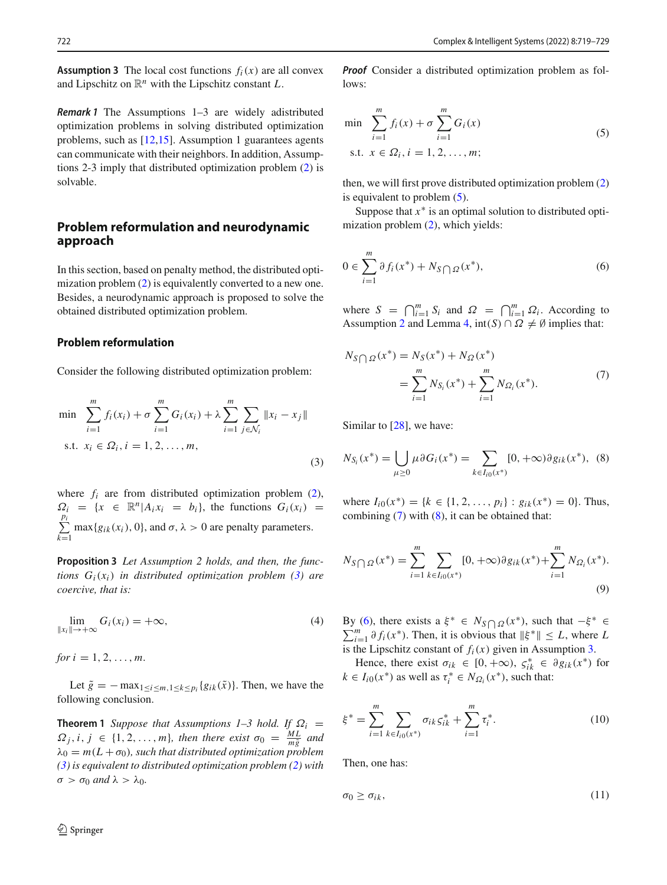**Assumption 3** The local cost functions $f_i(x)$ are all convex and Lipschitz on $\mathbb{R}^n$ with the Lipschitz constant $L$.

***Remark 1*** The Assumptions 1–3 are widely adistributed optimization problems in solving distributed optimization problems, such as [12,15]. Assumption 1 guarantees agents can communicate with their neighbors. In addition, Assumptions 2-3 imply that distributed optimization problem (2) is solvable.

## Problem reformulation and neurodynamic approach

In this section, based on penalty method, the distributed optimization problem (2) is equivalently converted to a new one. Besides, a neurodynamic approach is proposed to solve the obtained distributed optimization problem.

### Problem reformulation

Consider the following distributed optimization problem:

$$
\begin{aligned}
\min \quad & \sum_{i=1}^{m} f_i(x_i) + \sigma \sum_{i=1}^{m} G_i(x_i) + \lambda \sum_{i=1}^{m} \sum_{j \in \mathcal{N}_i} \|x_i - x_j\| \\
\text{s.t.} \quad & x_i \in \Omega_i, i = 1, 2, \ldots, m,
\end{aligned}
\tag{3}
$$

where $f_i$ are from distributed optimization problem (2), $\Omega_i = \{x \in \mathbb{R}^n | A_i x_i = b_i\}$, the functions $G_i(x_i) = \sum_{k=1}^{p_i} \max\{g_{ik}(x_i), 0\}$, and $\sigma, \lambda > 0$ are penalty parameters.

**Proposition 3** *Let Assumption 2 holds, and then, the functions $G_i(x_i)$ in distributed optimization problem (3) are coercive, that is:*

$$
\lim_{\|x_i\| \to +\infty} G_i(x_i) = +\infty, \tag{4}
$$

*for $i = 1, 2, \ldots, m$.*

Let $\tilde{g} = -\max_{1 \le i \le m, 1 \le k \le p_i} \{g_{ik}(\tilde{x})\}$. Then, we have the following conclusion.

**Theorem 1** *Suppose that Assumptions 1–3 hold. If $\Omega_i = \Omega_j, i, j \in \{1, 2, \ldots, m\}$, then there exist $\sigma_0 = \frac{ML}{m\tilde{g}}$ and $\lambda_0 = m(L + \sigma_0)$, such that distributed optimization problem (3) is equivalent to distributed optimization problem (2) with $\sigma > \sigma_0$ and $\lambda > \lambda_0$.*

***Proof*** Consider a distributed optimization problem as follows:

$$
\begin{aligned}
\min \quad & \sum_{i=1}^{m} f_i(x) + \sigma \sum_{i=1}^{m} G_i(x) \\
\text{s.t.} \quad & x \in \Omega_i, i = 1, 2, \ldots, m;
\end{aligned}
\tag{5}
$$

then, we will first prove distributed optimization problem (2) is equivalent to problem (5).

Suppose that $x^*$ is an optimal solution to distributed optimization problem (2), which yields:

$$
0 \in \sum_{i=1}^{m} \partial f_i(x^*) + N_{S \bigcap \Omega}(x^*), \tag{6}
$$

where $S = \bigcap_{i=1}^{m} S_i$ and $\Omega = \bigcap_{i=1}^{m} \Omega_i$. According to Assumption 2 and Lemma 4, $\text{int}(S) \cap \Omega \neq \emptyset$ implies that:

$$
\begin{aligned}
N_{S \bigcap \Omega}(x^*) &= N_S(x^*) + N_\Omega(x^*) \\
&= \sum_{i=1}^{m} N_{S_i}(x^*) + \sum_{i=1}^{m} N_{\Omega_i}(x^*).
\end{aligned}
\tag{7}
$$

Similar to [28], we have:

$$
N_{S_i}(x^*) = \bigcup_{\mu \ge 0} \mu \partial G_i(x^*) = \sum_{k \in I_{i0}(x^*)} [0, +\infty) \partial g_{ik}(x^*), \tag{8}
$$

where $I_{i0}(x^*) = \{k \in \{1, 2, \ldots, p_i\} : g_{ik}(x^*) = 0\}$. Thus, combining (7) with (8), it can be obtained that:

$$
N_{S \bigcap \Omega}(x^*) = \sum_{i=1}^{m} \sum_{k \in I_{i0}(x^*)} [0, +\infty) \partial g_{ik}(x^*) + \sum_{i=1}^{m} N_{\Omega_i}(x^*). \tag{9}
$$

By (6), there exists a $\xi^* \in N_{S \bigcap \Omega}(x^*)$, such that $-\xi^* \in \sum_{i=1}^{m} \partial f_i(x^*)$. Then, it is obvious that $\|\xi^*\| \le L$, where $L$ is the Lipschitz constant of $f_i(x)$ given in Assumption 3.

Hence, there exist $\sigma_{ik} \in [0, +\infty)$, $\varsigma_{ik}^* \in \partial g_{ik}(x^*)$ for $k \in I_{i0}(x^*)$ as well as $\tau_i^* \in N_{\Omega_i}(x^*)$, such that:

$$
\xi^* = \sum_{i=1}^{m} \sum_{k \in I_{i0}(x^*)} \sigma_{ik} \varsigma_{ik}^* + \sum_{i=1}^{m} \tau_i^*. \tag{10}
$$

Then, one has:

$$
\sigma_0 \ge \sigma_{ik}, \tag{11}
$$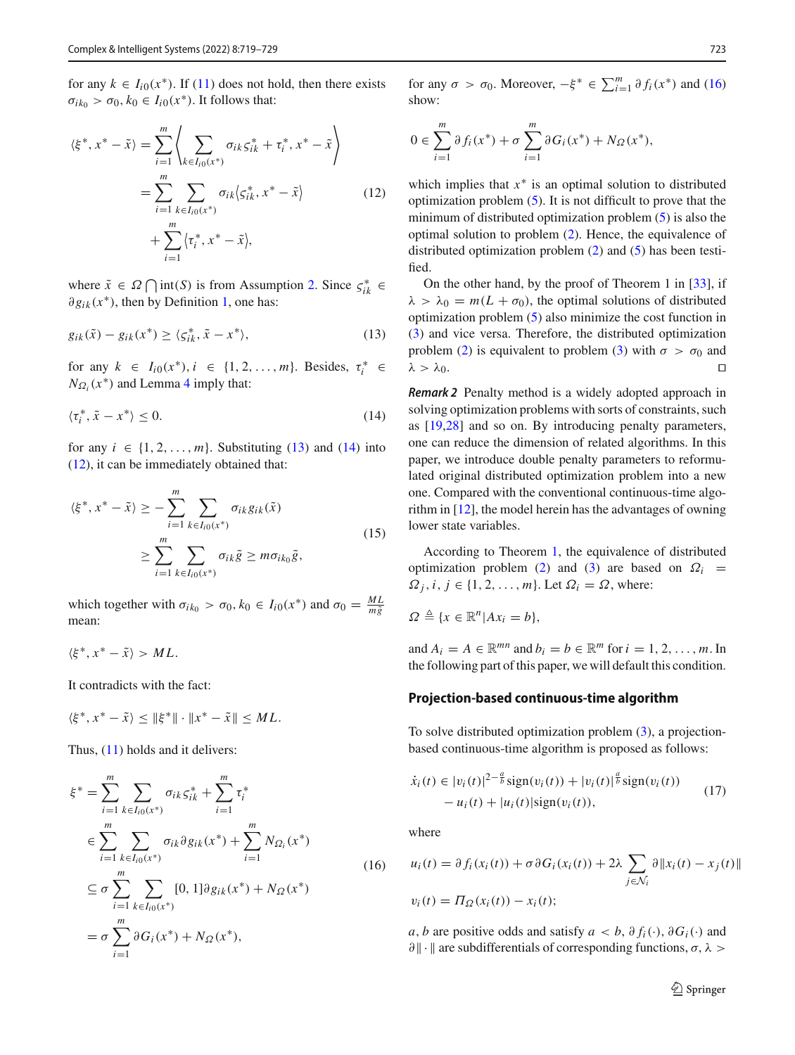for any $k \in I_{i0}(x^*)$. If (11) does not hold, then there exists $\sigma_{ik_0} > \sigma_0, k_0 \in I_{i0}(x^*)$. It follows that:

$$
\begin{aligned}
\langle \xi^*, x^* - \tilde{x} \rangle &= \sum_{i=1}^{m} \left\langle \sum_{k \in I_{i0}(x^*)} \sigma_{ik} \varsigma_{ik}^* + \tau_i^*, x^* - \tilde{x} \right\rangle \\
&= \sum_{i=1}^{m} \sum_{k \in I_{i0}(x^*)} \sigma_{ik} \langle \varsigma_{ik}^*, x^* - \tilde{x} \rangle \\
&\quad + \sum_{i=1}^{m} \langle \tau_i^*, x^* - \tilde{x} \rangle,
\end{aligned} \tag{12}
$$

where $\tilde{x} \in \Omega \bigcap \mathrm{int}(S)$ is from Assumption 2. Since $\varsigma_{ik}^* \in \partial g_{ik}(x^*)$, then by Definition 1, one has:

$$
g_{ik}(\tilde{x}) - g_{ik}(x^*) \geq \langle \varsigma_{ik}^*, \tilde{x} - x^* \rangle, \tag{13}
$$

for any $k \in I_{i0}(x^*), i \in \{1, 2, \ldots, m\}$. Besides, $\tau_i^* \in N_{\Omega_i}(x^*)$ and Lemma 4 imply that:

$$
\langle \tau_i^*, \tilde{x} - x^* \rangle \leq 0. \tag{14}
$$

for any $i \in \{1, 2, \ldots, m\}$. Substituting (13) and (14) into (12), it can be immediately obtained that:

$$
\begin{aligned}
\langle \xi^*, x^* - \tilde{x} \rangle &\geq -\sum_{i=1}^{m} \sum_{k \in I_{i0}(x^*)} \sigma_{ik} g_{ik}(\tilde{x}) \\
&\geq \sum_{i=1}^{m} \sum_{k \in I_{i0}(x^*)} \sigma_{ik} \tilde{g} \geq m \sigma_{ik_0} \tilde{g},
\end{aligned} \tag{15}
$$

which together with $\sigma_{ik_0} > \sigma_0, k_0 \in I_{i0}(x^*)$ and $\sigma_0 = \frac{ML}{m\tilde{g}}$ mean:

$$
\langle \xi^*, x^* - \tilde{x} \rangle > ML.
$$

It contradicts with the fact:

$$
\langle \xi^*, x^* - \tilde{x} \rangle \leq \|\xi^*\| \cdot \|x^* - \tilde{x}\| \leq ML.
$$

Thus, (11) holds and it delivers:

$$
\begin{aligned}
\xi^* &= \sum_{i=1}^{m} \sum_{k \in I_{i0}(x^*)} \sigma_{ik} \varsigma_{ik}^* + \sum_{i=1}^{m} \tau_i^* \\
&\in \sum_{i=1}^{m} \sum_{k \in I_{i0}(x^*)} \sigma_{ik} \partial g_{ik}(x^*) + \sum_{i=1}^{m} N_{\Omega_i}(x^*) \\
&\subseteq \sigma \sum_{i=1}^{m} \sum_{k \in I_{i0}(x^*)} [0, 1] \partial g_{ik}(x^*) + N_{\Omega}(x^*) \\
&= \sigma \sum_{i=1}^{m} \partial G_i(x^*) + N_{\Omega}(x^*),
\end{aligned} \tag{16}
$$

for any $\sigma > \sigma_0$. Moreover, $-\xi^* \in \sum_{i=1}^{m} \partial f_i(x^*)$ and (16) show:

$$
0 \in \sum_{i=1}^{m} \partial f_i(x^*) + \sigma \sum_{i=1}^{m} \partial G_i(x^*) + N_{\Omega}(x^*),
$$

which implies that $x^*$ is an optimal solution to distributed optimization problem (5). It is not difficult to prove that the minimum of distributed optimization problem (5) is also the optimal solution to problem (2). Hence, the equivalence of distributed optimization problem (2) and (5) has been testified.

On the other hand, by the proof of Theorem 1 in [33], if $\lambda > \lambda_0 = m(L + \sigma_0)$, the optimal solutions of distributed optimization problem (5) also minimize the cost function in (3) and vice versa. Therefore, the distributed optimization problem (2) is equivalent to problem (3) with $\sigma > \sigma_0$ and $\lambda > \lambda_0$. □

***Remark 2*** Penalty method is a widely adopted approach in solving optimization problems with sorts of constraints, such as [19,28] and so on. By introducing penalty parameters, one can reduce the dimension of related algorithms. In this paper, we introduce double penalty parameters to reformulated original distributed optimization problem into a new one. Compared with the conventional continuous-time algorithm in [12], the model herein has the advantages of owning lower state variables.

According to Theorem 1, the equivalence of distributed optimization problem (2) and (3) are based on $\Omega_i = \Omega_j, i, j \in \{1, 2, \ldots, m\}$. Let $\Omega_i = \Omega$, where:

$$
\Omega \triangleq \{x \in \mathbb{R}^n | Ax_i = b\},
$$

and $A_i = A \in \mathbb{R}^{mn}$ and $b_i = b \in \mathbb{R}^m$ for $i = 1, 2, \ldots, m$. In the following part of this paper, we will default this condition.

## Projection-based continuous-time algorithm

To solve distributed optimization problem (3), a projection-based continuous-time algorithm is proposed as follows:

$$
\begin{aligned}
\dot{x}_i(t) \in\ & |v_i(t)|^{2-\frac{a}{b}} \mathrm{sign}(v_i(t)) + |v_i(t)|^{\frac{a}{b}} \mathrm{sign}(v_i(t)) \\
& - u_i(t) + |u_i(t)| \mathrm{sign}(v_i(t)),
\end{aligned} \tag{17}
$$

where

$$
\begin{aligned}
u_i(t) &= \partial f_i(x_i(t)) + \sigma \partial G_i(x_i(t)) + 2\lambda \sum_{j \in \mathcal{N}_i} \partial \|x_i(t) - x_j(t)\| \\
v_i(t) &= \Pi_{\Omega}(x_i(t)) - x_i(t);
\end{aligned}
$$

$a, b$ are positive odds and satisfy $a < b$, $\partial f_i(\cdot)$, $\partial G_i(\cdot)$ and $\partial \| \cdot \|$ are subdifferentials of corresponding functions, $\sigma, \lambda >$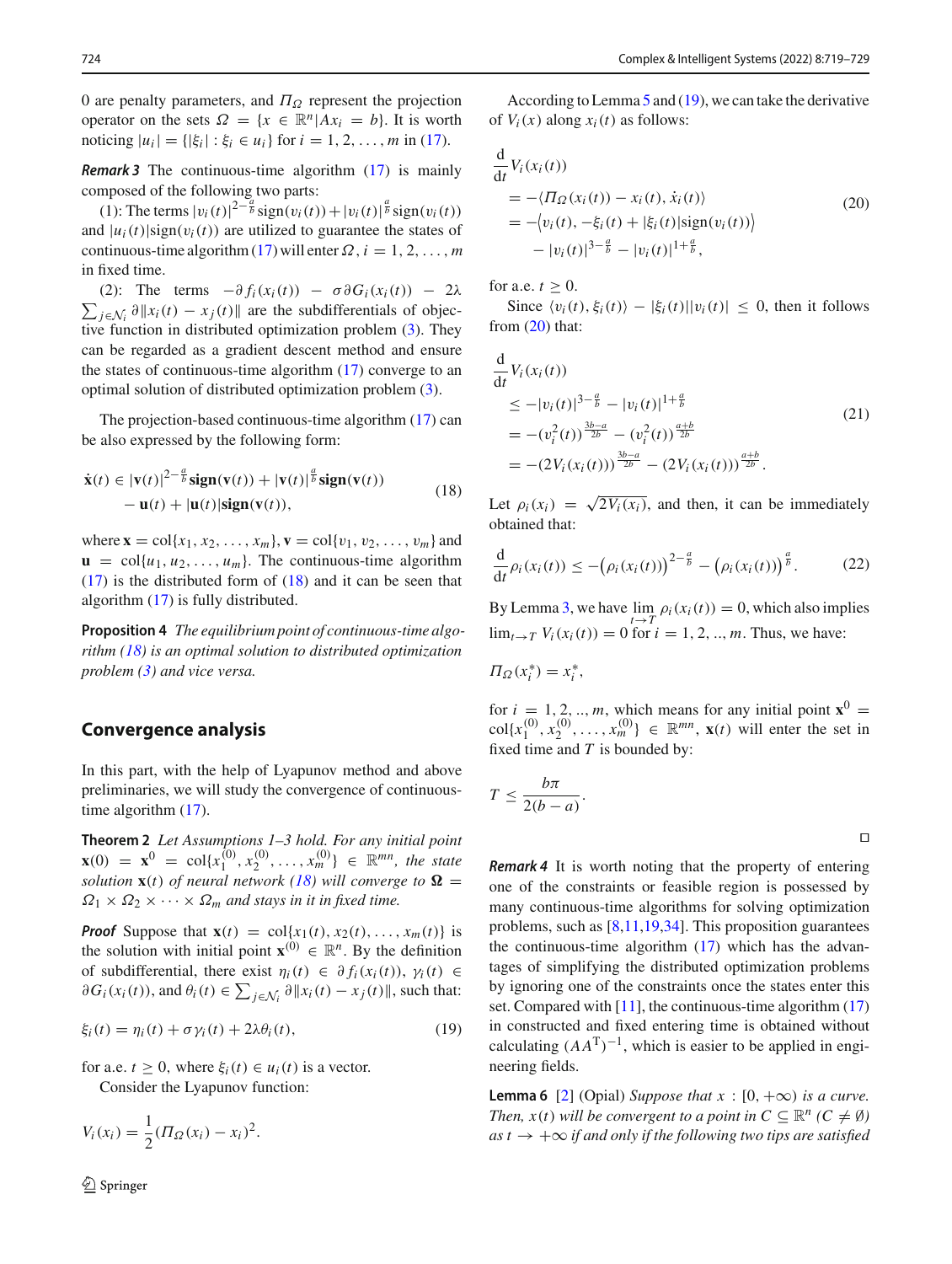0 are penalty parameters, and $\Pi_\Omega$ represent the projection operator on the sets $\Omega = \{x \in \mathbb{R}^n | Ax_i = b\}$. It is worth noticing $|u_i| = \{|\xi_i| : \xi_i \in u_i\}$ for $i = 1, 2, \ldots, m$ in (17).

***Remark 3*** The continuous-time algorithm (17) is mainly composed of the following two parts:

(1): The terms $|v_i(t)|^{2-\frac{a}{b}}\text{sign}(v_i(t)) + |v_i(t)|^{\frac{a}{b}}\text{sign}(v_i(t))$ and $|u_i(t)|\text{sign}(v_i(t))$ are utilized to guarantee the states of continuous-time algorithm (17) will enter $\Omega$, $i = 1, 2, \ldots, m$ in fixed time.

(2): The terms $-\partial f_i(x_i(t)) - \sigma\partial G_i(x_i(t)) - 2\lambda\sum_{j\in\mathcal{N}_i}\partial\|x_i(t) - x_j(t)\|$ are the subdifferentials of objective function in distributed optimization problem (3). They can be regarded as a gradient descent method and ensure the states of continuous-time algorithm (17) converge to an optimal solution of distributed optimization problem (3).

The projection-based continuous-time algorithm (17) can be also expressed by the following form:

$$\begin{aligned}\dot{\mathbf{x}}(t) \in\; & |\mathbf{v}(t)|^{2-\frac{a}{b}}\mathbf{sign}(\mathbf{v}(t)) + |\mathbf{v}(t)|^{\frac{a}{b}}\mathbf{sign}(\mathbf{v}(t)) \\ & - \mathbf{u}(t) + |\mathbf{u}(t)|\mathbf{sign}(\mathbf{v}(t)),\end{aligned} \tag{18}$$

where $\mathbf{x} = \text{col}\{x_1, x_2, \ldots, x_m\}$, $\mathbf{v} = \text{col}\{v_1, v_2, \ldots, v_m\}$ and $\mathbf{u} = \text{col}\{u_1, u_2, \ldots, u_m\}$. The continuous-time algorithm (17) is the distributed form of (18) and it can be seen that algorithm (17) is fully distributed.

**Proposition 4** *The equilibrium point of continuous-time algorithm (18) is an optimal solution to distributed optimization problem (3) and vice versa.*

## Convergence analysis

In this part, with the help of Lyapunov method and above preliminaries, we will study the convergence of continuous-time algorithm (17).

**Theorem 2** *Let Assumptions 1–3 hold. For any initial point $\mathbf{x}(0) = \mathbf{x}^0 = \text{col}\{x_1^{(0)}, x_2^{(0)}, \ldots, x_m^{(0)}\} \in \mathbb{R}^{mn}$, the state solution $\mathbf{x}(t)$ of neural network (18) will converge to $\mathbf{\Omega} = \Omega_1 \times \Omega_2 \times \cdots \times \Omega_m$ and stays in it in fixed time.*

***Proof*** Suppose that $\mathbf{x}(t) = \text{col}\{x_1(t), x_2(t), \ldots, x_m(t)\}$ is the solution with initial point $\mathbf{x}^{(0)} \in \mathbb{R}^n$. By the definition of subdifferential, there exist $\eta_i(t) \in \partial f_i(x_i(t))$, $\gamma_i(t) \in \partial G_i(x_i(t))$, and $\theta_i(t) \in \sum_{j\in\mathcal{N}_i}\partial\|x_i(t) - x_j(t)\|$, such that:

$$\xi_i(t) = \eta_i(t) + \sigma\gamma_i(t) + 2\lambda\theta_i(t), \tag{19}$$

for a.e. $t \geq 0$, where $\xi_i(t) \in u_i(t)$ is a vector.

Consider the Lyapunov function:

$$V_i(x_i) = \frac{1}{2}(\Pi_\Omega(x_i) - x_i)^2.$$

According to Lemma 5 and (19), we can take the derivative of $V_i(x)$ along $x_i(t)$ as follows:

$$\begin{aligned}&\frac{\mathrm{d}}{\mathrm{d}t}V_i(x_i(t)) \\ &= -\langle \Pi_\Omega(x_i(t)) - x_i(t), \dot{x}_i(t)\rangle \\ &= -\big\langle v_i(t), -\xi_i(t) + |\xi_i(t)|\text{sign}(v_i(t))\big\rangle \\ &\quad - |v_i(t)|^{3-\frac{a}{b}} - |v_i(t)|^{1+\frac{a}{b}},\end{aligned} \tag{20}$$

for a.e. $t \geq 0$.

Since $\langle v_i(t), \xi_i(t)\rangle - |\xi_i(t)||v_i(t)| \leq 0$, then it follows from (20) that:

$$\begin{aligned}&\frac{\mathrm{d}}{\mathrm{d}t}V_i(x_i(t)) \\ &\leq -|v_i(t)|^{3-\frac{a}{b}} - |v_i(t)|^{1+\frac{a}{b}} \\ &= -(v_i^2(t))^{\frac{3b-a}{2b}} - (v_i^2(t))^{\frac{a+b}{2b}} \\ &= -(2V_i(x_i(t)))^{\frac{3b-a}{2b}} - (2V_i(x_i(t)))^{\frac{a+b}{2b}}.\end{aligned} \tag{21}$$

Let $\rho_i(x_i) = \sqrt{2V_i(x_i)}$, and then, it can be immediately obtained that:

$$\frac{\mathrm{d}}{\mathrm{d}t}\rho_i(x_i(t)) \leq -\big(\rho_i(x_i(t))\big)^{2-\frac{a}{b}} - \big(\rho_i(x_i(t))\big)^{\frac{a}{b}}. \tag{22}$$

By Lemma 3, we have $\lim_{t\to T}\rho_i(x_i(t)) = 0$, which also implies $\lim_{t\to T} V_i(x_i(t)) = 0$ for $i = 1, 2, .., m$. Thus, we have:

$$\Pi_\Omega(x_i^*) = x_i^*,$$

for $i = 1, 2, .., m$, which means for any initial point $\mathbf{x}^0 = \text{col}\{x_1^{(0)}, x_2^{(0)}, \ldots, x_m^{(0)}\} \in \mathbb{R}^{mn}$, $\mathbf{x}(t)$ will enter the set in fixed time and $T$ is bounded by:

$$T \leq \frac{b\pi}{2(b-a)}.$$

□

***Remark 4*** It is worth noting that the property of entering one of the constraints or feasible region is possessed by many continuous-time algorithms for solving optimization problems, such as [8,11,19,34]. This proposition guarantees the continuous-time algorithm (17) which has the advantages of simplifying the distributed optimization problems by ignoring one of the constraints once the states enter this set. Compared with [11], the continuous-time algorithm (17) in constructed and fixed entering time is obtained without calculating $(AA^{\mathrm{T}})^{-1}$, which is easier to be applied in engineering fields.

**Lemma 6** [2] (Opial) *Suppose that $x : [0, +\infty)$ is a curve. Then, $x(t)$ will be convergent to a point in $C \subseteq \mathbb{R}^n$ $(C \neq \emptyset)$ as $t \to +\infty$ if and only if the following two tips are satisfied*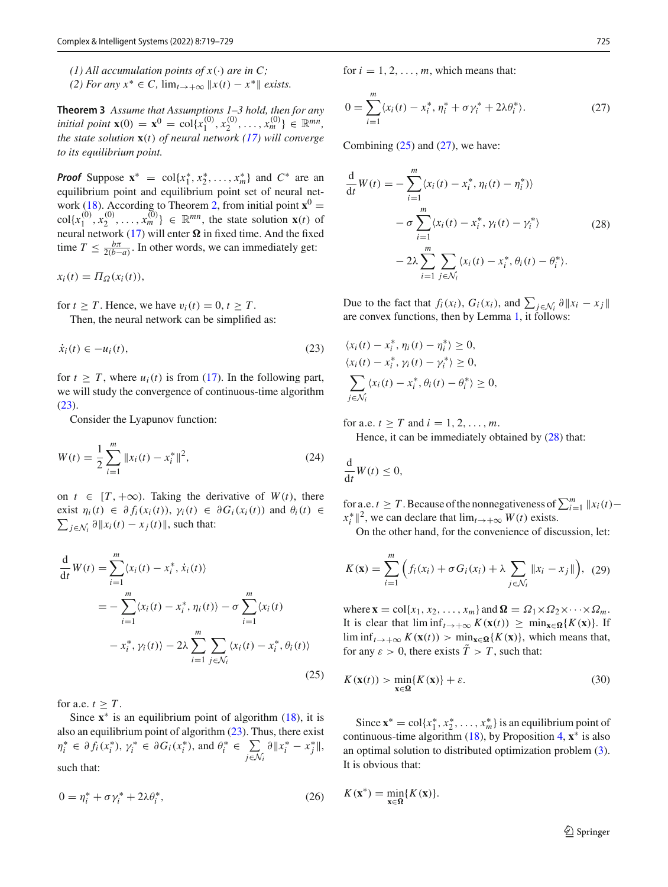*(1) All accumulation points of $x(\cdot)$ are in $C$;*
*(2) For any $x^* \in C$, $\lim_{t\to+\infty} \|x(t) - x^*\|$ exists.*

**Theorem 3** *Assume that Assumptions 1–3 hold, then for any initial point $\mathbf{x}(0) = \mathbf{x}^0 = \text{col}\{x_1^{(0)}, x_2^{(0)}, \ldots, x_m^{(0)}\} \in \mathbb{R}^{mn}$, the state solution $\mathbf{x}(t)$ of neural network (17) will converge to its equilibrium point.*

***Proof*** Suppose $\mathbf{x}^* = \text{col}\{x_1^*, x_2^*, \ldots, x_m^*\}$ and $C^*$ are an equilibrium point and equilibrium point set of neural network (18). According to Theorem 2, from initial point $\mathbf{x}^0 = \text{col}\{x_1^{(0)}, x_2^{(0)}, \ldots, x_m^{(0)}\} \in \mathbb{R}^{mn}$, the state solution $\mathbf{x}(t)$ of neural network (17) will enter $\mathbf{\Omega}$ in fixed time. And the fixed time $T \leq \frac{b\pi}{2(b-a)}$. In other words, we can immediately get:

$$x_i(t) = \Pi_\Omega(x_i(t)),$$

for $t \geq T$. Hence, we have $v_i(t) = 0, t \geq T$.

Then, the neural network can be simplified as:

$$\dot{x}_i(t) \in -u_i(t), \tag{23}$$

for $t \geq T$, where $u_i(t)$ is from (17). In the following part, we will study the convergence of continuous-time algorithm (23).

Consider the Lyapunov function:

$$W(t) = \frac{1}{2}\sum_{i=1}^{m} \|x_i(t) - x_i^*\|^2, \tag{24}$$

on $t \in [T, +\infty)$. Taking the derivative of $W(t)$, there exist $\eta_i(t) \in \partial f_i(x_i(t))$, $\gamma_i(t) \in \partial G_i(x_i(t))$ and $\theta_i(t) \in \sum_{j\in\mathcal{N}_i} \partial\|x_i(t) - x_j(t)\|$, such that:

$$\begin{aligned}\frac{\mathrm{d}}{\mathrm{d}t}W(t) &= \sum_{i=1}^{m}\langle x_i(t) - x_i^*, \dot{x}_i(t)\rangle \\ &= -\sum_{i=1}^{m}\langle x_i(t) - x_i^*, \eta_i(t)\rangle - \sigma\sum_{i=1}^{m}\langle x_i(t) \\ &\quad - x_i^*, \gamma_i(t)\rangle - 2\lambda\sum_{i=1}^{m}\sum_{j\in\mathcal{N}_i}\langle x_i(t) - x_i^*, \theta_i(t)\rangle\end{aligned} \tag{25}$$

for a.e. $t \geq T$.

Since $\mathbf{x}^*$ is an equilibrium point of algorithm (18), it is also an equilibrium point of algorithm (23). Thus, there exist $\eta_i^* \in \partial f_i(x_i^*)$, $\gamma_i^* \in \partial G_i(x_i^*)$, and $\theta_i^* \in \sum_{j\in\mathcal{N}_i} \partial\|x_i^* - x_j^*\|$, such that:

$$0 = \eta_i^* + \sigma\gamma_i^* + 2\lambda\theta_i^*, \tag{26}$$

for $i = 1, 2, \ldots, m$, which means that:

$$0 = \sum_{i=1}^{m}\langle x_i(t) - x_i^*, \eta_i^* + \sigma\gamma_i^* + 2\lambda\theta_i^*\rangle. \tag{27}$$

Combining (25) and (27), we have:

$$\begin{aligned}\frac{\mathrm{d}}{\mathrm{d}t}W(t) &= -\sum_{i=1}^{m}\langle x_i(t) - x_i^*, \eta_i(t) - \eta_i^*\rangle \\ &\quad - \sigma\sum_{i=1}^{m}\langle x_i(t) - x_i^*, \gamma_i(t) - \gamma_i^*\rangle \\ &\quad - 2\lambda\sum_{i=1}^{m}\sum_{j\in\mathcal{N}_i}\langle x_i(t) - x_i^*, \theta_i(t) - \theta_i^*\rangle.\end{aligned} \tag{28}$$

Due to the fact that $f_i(x_i)$, $G_i(x_i)$, and $\sum_{j\in\mathcal{N}_i}\partial\|x_i - x_j\|$ are convex functions, then by Lemma 1, it follows:

$$\begin{aligned}&\langle x_i(t) - x_i^*, \eta_i(t) - \eta_i^*\rangle \geq 0, \\ &\langle x_i(t) - x_i^*, \gamma_i(t) - \gamma_i^*\rangle \geq 0, \\ &\sum_{j\in\mathcal{N}_i}\langle x_i(t) - x_i^*, \theta_i(t) - \theta_i^*\rangle \geq 0,\end{aligned}$$

for a.e. $t \geq T$ and $i = 1, 2, \ldots, m$.

Hence, it can be immediately obtained by (28) that:

$$\frac{\mathrm{d}}{\mathrm{d}t}W(t) \leq 0,$$

for a.e. $t \geq T$. Because of the nonnegativeness of $\sum_{i=1}^{m}\|x_i(t) - x_i^*\|^2$, we can declare that $\lim_{t\to+\infty} W(t)$ exists.

On the other hand, for the convenience of discussion, let:

$$K(\mathbf{x}) = \sum_{i=1}^{m}\Big(f_i(x_i) + \sigma G_i(x_i) + \lambda\sum_{j\in\mathcal{N}_i}\|x_i - x_j\|\Big), \tag{29}$$

where $\mathbf{x} = \text{col}\{x_1, x_2, \ldots, x_m\}$ and $\mathbf{\Omega} = \Omega_1 \times \Omega_2 \times \cdots \times \Omega_m$. It is clear that $\liminf_{t\to+\infty} K(\mathbf{x}(t)) \geq \min_{\mathbf{x}\in\mathbf{\Omega}}\{K(\mathbf{x})\}$. If $\liminf_{t\to+\infty} K(\mathbf{x}(t)) > \min_{\mathbf{x}\in\mathbf{\Omega}}\{K(\mathbf{x})\}$, which means that, for any $\varepsilon > 0$, there exists $\tilde{T} > T$, such that:

$$K(\mathbf{x}(t)) > \min_{\mathbf{x}\in\mathbf{\Omega}}\{K(\mathbf{x})\} + \varepsilon. \tag{30}$$

Since $\mathbf{x}^* = \text{col}\{x_1^*, x_2^*, \ldots, x_m^*\}$ is an equilibrium point of continuous-time algorithm (18), by Proposition 4, $\mathbf{x}^*$ is also an optimal solution to distributed optimization problem (3). It is obvious that:

$$K(\mathbf{x}^*) = \min_{\mathbf{x}\in\mathbf{\Omega}}\{K(\mathbf{x})\}.$$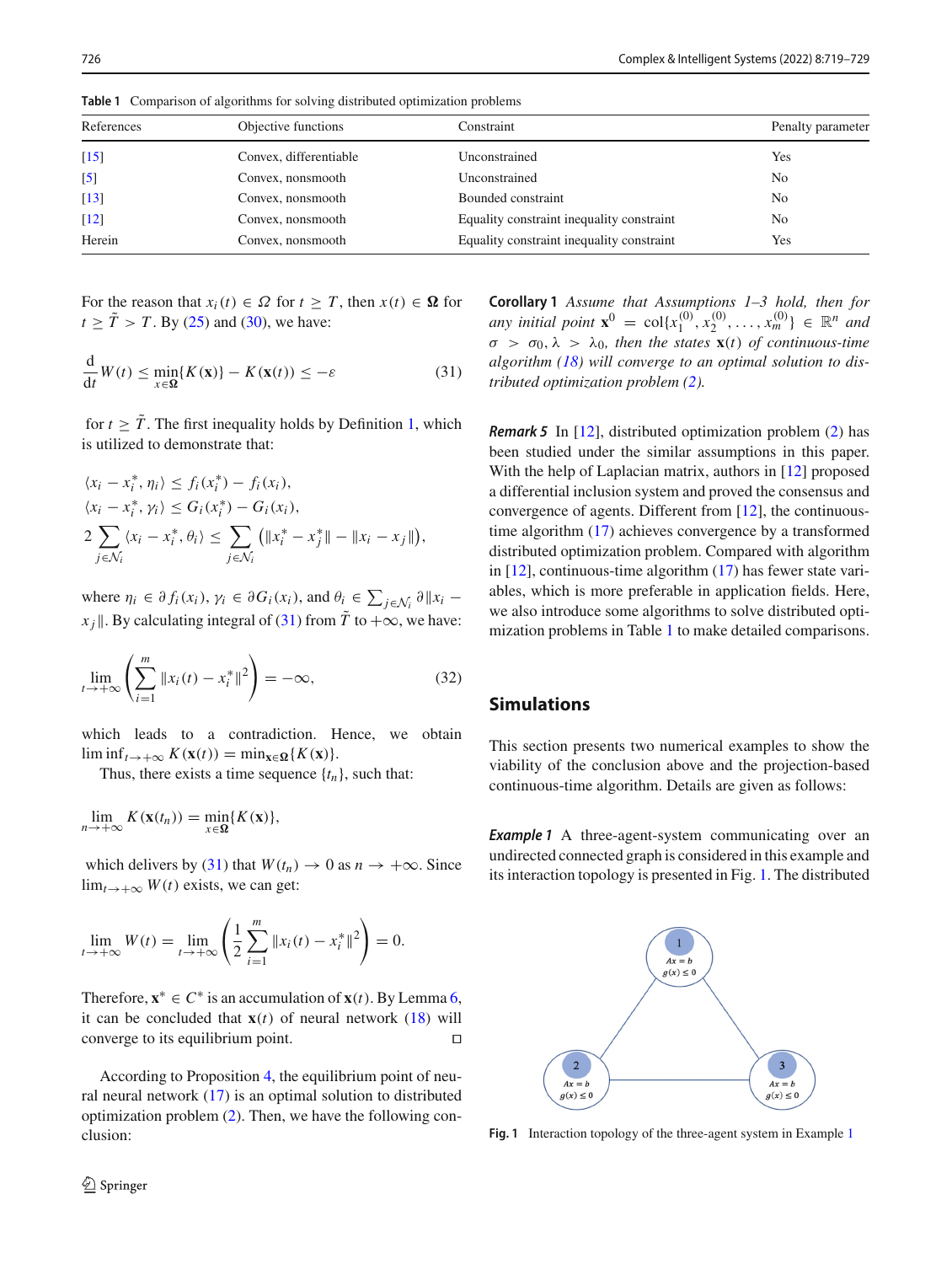Table 1 Comparison of algorithms for solving distributed optimization problems

| References | Objective functions | Constraint | Penalty parameter |
|---|---|---|---|
| [15] | Convex, differentiable | Unconstrained | Yes |
| [5] | Convex, nonsmooth | Unconstrained | No |
| [13] | Convex, nonsmooth | Bounded constraint | No |
| [12] | Convex, nonsmooth | Equality constraint inequality constraint | No |
| Herein | Convex, nonsmooth | Equality constraint inequality constraint | Yes |

For the reason that $x_i(t) \in \Omega$ for $t \geq T$, then $x(t) \in \mathbf{\Omega}$ for $t \geq \tilde{T} > T$. By (25) and (30), we have:

$$\frac{\mathrm{d}}{\mathrm{d}t} W(t) \leq \min_{x \in \mathbf{\Omega}}\{K(\mathbf{x})\} - K(\mathbf{x}(t)) \leq -\varepsilon \tag{31}$$

for $t \geq \tilde{T}$. The first inequality holds by Definition 1, which is utilized to demonstrate that:

$$\langle x_i - x_i^*, \eta_i \rangle \leq f_i(x_i^*) - f_i(x_i),$$
$$\langle x_i - x_i^*, \gamma_i \rangle \leq G_i(x_i^*) - G_i(x_i),$$
$$2 \sum_{j \in \mathcal{N}_i} \langle x_i - x_i^*, \theta_i \rangle \leq \sum_{j \in \mathcal{N}_i} \left( \|x_i^* - x_j^*\| - \|x_i - x_j\| \right),$$

where $\eta_i \in \partial f_i(x_i)$, $\gamma_i \in \partial G_i(x_i)$, and $\theta_i \in \sum_{j \in \mathcal{N}_i} \partial \|x_i - x_j\|$. By calculating integral of (31) from $\tilde{T}$ to $+\infty$, we have:

$$\lim_{t \to +\infty} \left( \sum_{i=1}^{m} \|x_i(t) - x_i^*\|^2 \right) = -\infty, \tag{32}$$

which leads to a contradiction. Hence, we obtain $\liminf_{t \to +\infty} K(\mathbf{x}(t)) = \min_{\mathbf{x} \in \mathbf{\Omega}}\{K(\mathbf{x})\}$.

Thus, there exists a time sequence $\{t_n\}$, such that:

$$\lim_{n \to +\infty} K(\mathbf{x}(t_n)) = \min_{x \in \mathbf{\Omega}}\{K(\mathbf{x})\},$$

which delivers by (31) that $W(t_n) \to 0$ as $n \to +\infty$. Since $\lim_{t \to +\infty} W(t)$ exists, we can get:

$$\lim_{t \to +\infty} W(t) = \lim_{t \to +\infty} \left( \frac{1}{2} \sum_{i=1}^{m} \|x_i(t) - x_i^*\|^2 \right) = 0.$$

Therefore, $\mathbf{x}^* \in C^*$ is an accumulation of $\mathbf{x}(t)$. By Lemma 6, it can be concluded that $\mathbf{x}(t)$ of neural network (18) will converge to its equilibrium point. □

According to Proposition 4, the equilibrium point of neural neural network (17) is an optimal solution to distributed optimization problem (2). Then, we have the following conclusion:

**Corollary 1** *Assume that Assumptions 1–3 hold, then for any initial point* $\mathbf{x}^0 = \mathrm{col}\{x_1^{(0)}, x_2^{(0)}, \ldots, x_m^{(0)}\} \in \mathbb{R}^n$ *and* $\sigma > \sigma_0, \lambda > \lambda_0$, *then the states* $\mathbf{x}(t)$ *of continuous-time algorithm (18) will converge to an optimal solution to distributed optimization problem (2).*

***Remark 5*** In [12], distributed optimization problem (2) has been studied under the similar assumptions in this paper. With the help of Laplacian matrix, authors in [12] proposed a differential inclusion system and proved the consensus and convergence of agents. Different from [12], the continuous-time algorithm (17) achieves convergence by a transformed distributed optimization problem. Compared with algorithm in [12], continuous-time algorithm (17) has fewer state variables, which is more preferable in application fields. Here, we also introduce some algorithms to solve distributed optimization problems in Table 1 to make detailed comparisons.

## Simulations

This section presents two numerical examples to show the viability of the conclusion above and the projection-based continuous-time algorithm. Details are given as follows:

***Example 1*** A three-agent-system communicating over an undirected connected graph is considered in this example and its interaction topology is presented in Fig. 1. The distributed

Fig. 1 Interaction topology of the three-agent system in Example 1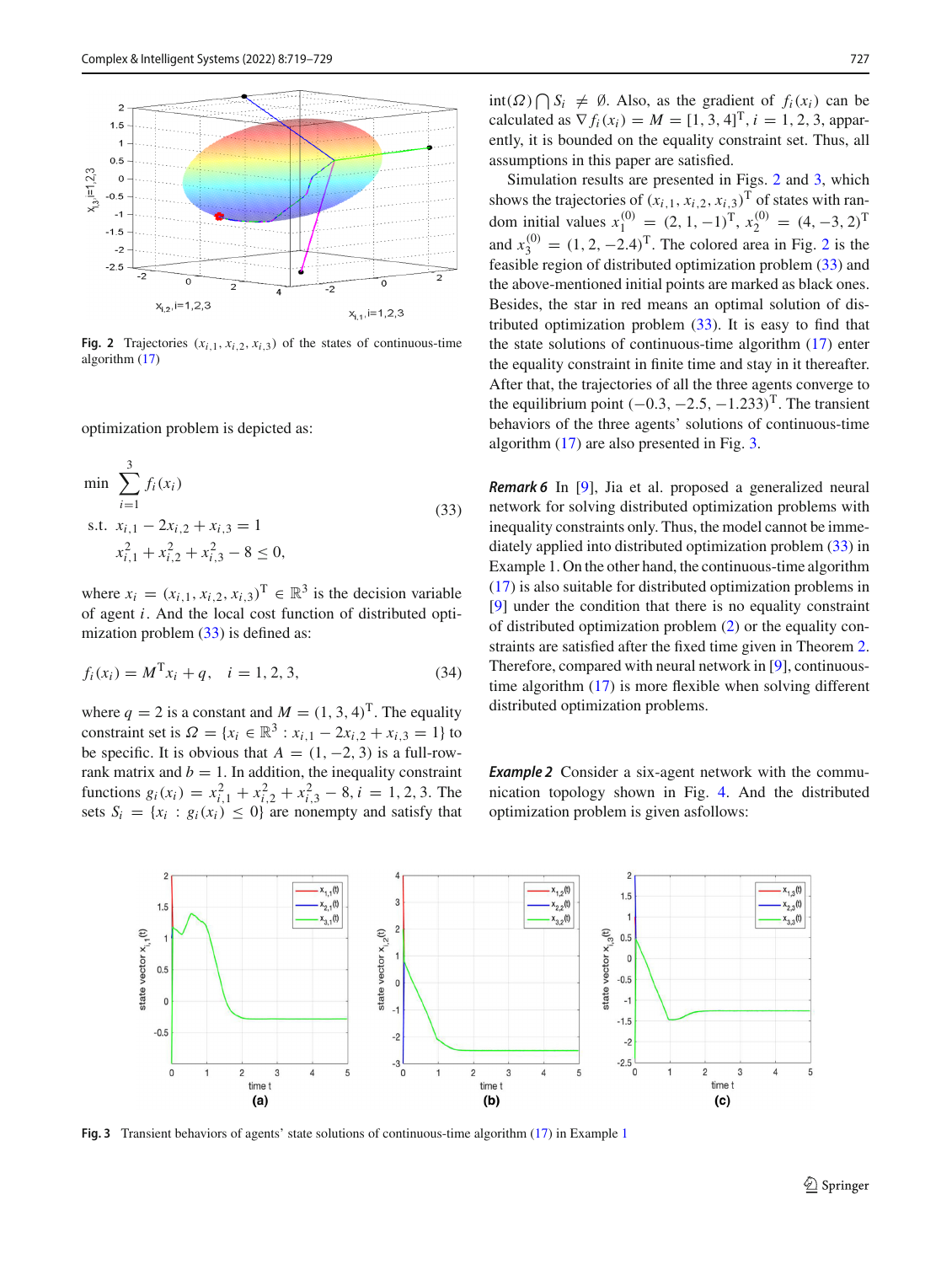Fig. 2 Trajectories $(x_{i,1}, x_{i,2}, x_{i,3})$ of the states of continuous-time algorithm (17)

optimization problem is depicted as:

$$
\begin{aligned}
\min \ & \sum_{i=1}^{3} f_i(x_i) \\
\text{s.t. } & x_{i,1} - 2x_{i,2} + x_{i,3} = 1 \\
& x_{i,1}^2 + x_{i,2}^2 + x_{i,3}^2 - 8 \le 0,
\end{aligned}
\tag{33}
$$

where $x_i = (x_{i,1}, x_{i,2}, x_{i,3})^{\mathrm{T}} \in \mathbb{R}^3$ is the decision variable of agent $i$. And the local cost function of distributed optimization problem (33) is defined as:

$$
f_i(x_i) = M^{\mathrm{T}} x_i + q, \quad i = 1, 2, 3, \tag{34}
$$

where $q = 2$ is a constant and $M = (1, 3, 4)^{\mathrm{T}}$. The equality constraint set is $\Omega = \{x_i \in \mathbb{R}^3 : x_{i,1} - 2x_{i,2} + x_{i,3} = 1\}$ to be specific. It is obvious that $A = (1, -2, 3)$ is a full-row-rank matrix and $b = 1$. In addition, the inequality constraint functions $g_i(x_i) = x_{i,1}^2 + x_{i,2}^2 + x_{i,3}^2 - 8, i = 1, 2, 3$. The sets $S_i = \{x_i : g_i(x_i) \le 0\}$ are nonempty and satisfy that $\mathrm{int}(\Omega) \bigcap S_i \neq \emptyset$. Also, as the gradient of $f_i(x_i)$ can be calculated as $\nabla f_i(x_i) = M = [1, 3, 4]^{\mathrm{T}}, i = 1, 2, 3$, apparently, it is bounded on the equality constraint set. Thus, all assumptions in this paper are satisfied.

Simulation results are presented in Figs. 2 and 3, which shows the trajectories of $(x_{i,1}, x_{i,2}, x_{i,3})^{\mathrm{T}}$ of states with random initial values $x_1^{(0)} = (2, 1, -1)^{\mathrm{T}}$, $x_2^{(0)} = (4, -3, 2)^{\mathrm{T}}$ and $x_3^{(0)} = (1, 2, -2.4)^{\mathrm{T}}$. The colored area in Fig. 2 is the feasible region of distributed optimization problem (33) and the above-mentioned initial points are marked as black ones. Besides, the star in red means an optimal solution of distributed optimization problem (33). It is easy to find that the state solutions of continuous-time algorithm (17) enter the equality constraint in finite time and stay in it thereafter. After that, the trajectories of all the three agents converge to the equilibrium point $(-0.3, -2.5, -1.233)^{\mathrm{T}}$. The transient behaviors of the three agents' solutions of continuous-time algorithm (17) are also presented in Fig. 3.

***Remark 6*** In [9], Jia et al. proposed a generalized neural network for solving distributed optimization problems with inequality constraints only. Thus, the model cannot be immediately applied into distributed optimization problem (33) in Example 1. On the other hand, the continuous-time algorithm (17) is also suitable for distributed optimization problems in [9] under the condition that there is no equality constraint of distributed optimization problem (2) or the equality constraints are satisfied after the fixed time given in Theorem 2. Therefore, compared with neural network in [9], continuous-time algorithm (17) is more flexible when solving different distributed optimization problems.

***Example 2*** Consider a six-agent network with the communication topology shown in Fig. 4. And the distributed optimization problem is given asfollows:

Fig. 3 Transient behaviors of agents' state solutions of continuous-time algorithm (17) in Example 1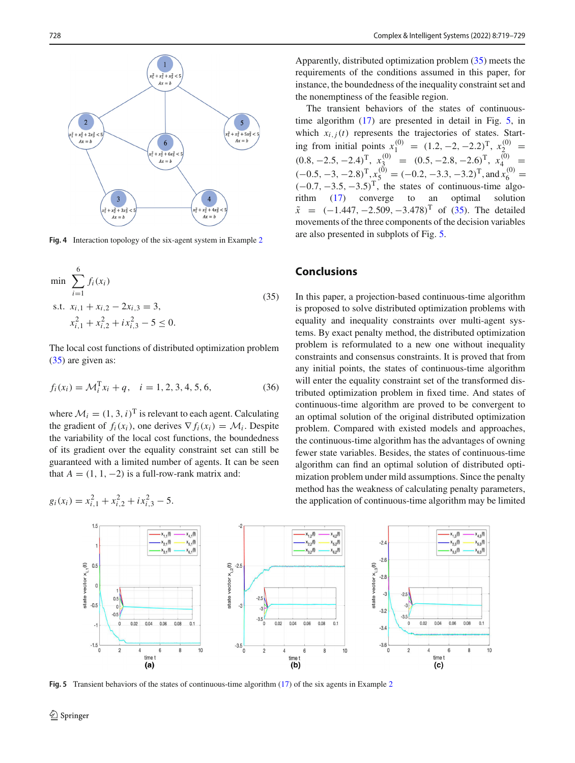Fig. 4 Interaction topology of the six-agent system in Example 2

$$
\begin{aligned}
\min \quad & \sum_{i=1}^{6} f_i(x_i) \\
\text{s.t.} \quad & x_{i,1} + x_{i,2} - 2x_{i,3} = 3, \\
& x_{i,1}^2 + x_{i,2}^2 + i x_{i,3}^2 - 5 \leq 0.
\end{aligned} \tag{35}
$$

The local cost functions of distributed optimization problem (35) are given as:

$$
f_i(x_i) = \mathcal{M}_i^{\mathrm{T}} x_i + q, \quad i = 1, 2, 3, 4, 5, 6, \tag{36}
$$

where $\mathcal{M}_i = (1, 3, i)^{\mathrm{T}}$ is relevant to each agent. Calculating the gradient of $f_i(x_i)$, one derives $\nabla f_i(x_i) = \mathcal{M}_i$. Despite the variability of the local cost functions, the boundedness of its gradient over the equality constraint set can still be guaranteed with a limited number of agents. It can be seen that $A = (1, 1, -2)$ is a full-row-rank matrix and:

$$
g_i(x_i) = x_{i,1}^2 + x_{i,2}^2 + i x_{i,3}^2 - 5.
$$

Apparently, distributed optimization problem (35) meets the requirements of the conditions assumed in this paper, for instance, the boundedness of the inequality constraint set and the nonemptiness of the feasible region.

The transient behaviors of the states of continuous-time algorithm (17) are presented in detail in Fig. 5, in which $x_{i,j}(t)$ represents the trajectories of states. Starting from initial points $x_1^{(0)} = (1.2, -2, -2.2)^{\mathrm{T}}$, $x_2^{(0)} = (0.8, -2.5, -2.4)^{\mathrm{T}}$, $x_3^{(0)} = (0.5, -2.8, -2.6)^{\mathrm{T}}$, $x_4^{(0)} = (-0.5, -3, -2.8)^{\mathrm{T}}$, $x_5^{(0)} = (-0.2, -3.3, -3.2)^{\mathrm{T}}$, and $x_6^{(0)} = (-0.7, -3.5, -3.5)^{\mathrm{T}}$, the states of continuous-time algorithm (17) converge to an optimal solution $\tilde{x} = (-1.447, -2.509, -3.478)^{\mathrm{T}}$ of (35). The detailed movements of the three components of the decision variables are also presented in subplots of Fig. 5.

## Conclusions

In this paper, a projection-based continuous-time algorithm is proposed to solve distributed optimization problems with equality and inequality constraints over multi-agent systems. By exact penalty method, the distributed optimization problem is reformulated to a new one without inequality constraints and consensus constraints. It is proved that from any initial points, the states of continuous-time algorithm will enter the equality constraint set of the transformed distributed optimization problem in fixed time. And states of continuous-time algorithm are proved to be convergent to an optimal solution of the original distributed optimization problem. Compared with existed models and approaches, the continuous-time algorithm has the advantages of owning fewer state variables. Besides, the states of continuous-time algorithm can find an optimal solution of distributed optimization problem under mild assumptions. Since the penalty method has the weakness of calculating penalty parameters, the application of continuous-time algorithm may be limited

Fig. 5 Transient behaviors of the states of continuous-time algorithm (17) of the six agents in Example 2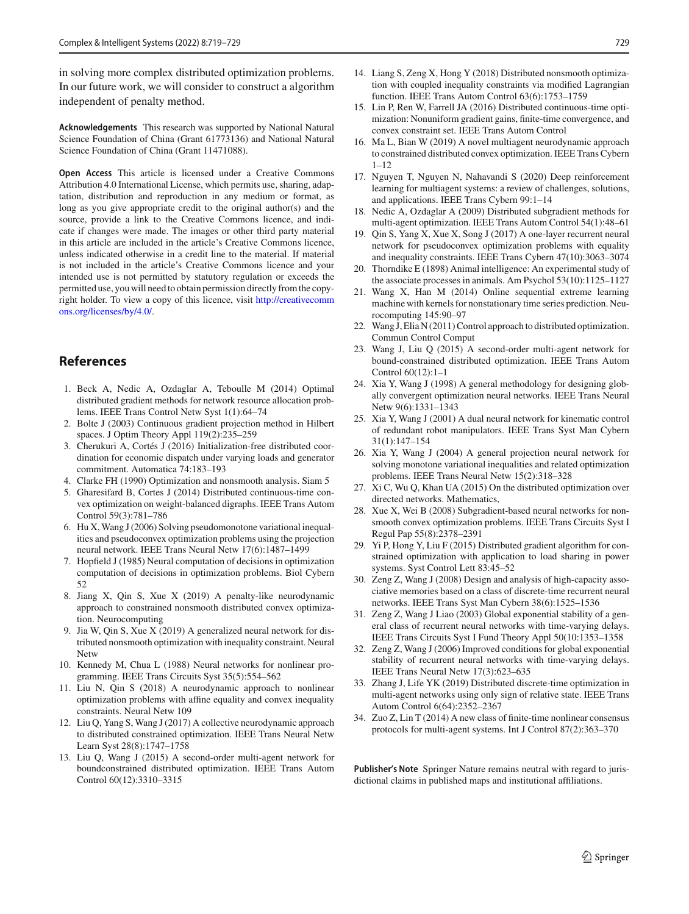in solving more complex distributed optimization problems. In our future work, we will consider to construct a algorithm independent of penalty method.

**Acknowledgements** This research was supported by National Natural Science Foundation of China (Grant 61773136) and National Natural Science Foundation of China (Grant 11471088).

**Open Access** This article is licensed under a Creative Commons Attribution 4.0 International License, which permits use, sharing, adaptation, distribution and reproduction in any medium or format, as long as you give appropriate credit to the original author(s) and the source, provide a link to the Creative Commons licence, and indicate if changes were made. The images or other third party material in this article are included in the article's Creative Commons licence, unless indicated otherwise in a credit line to the material. If material is not included in the article's Creative Commons licence and your intended use is not permitted by statutory regulation or exceeds the permitted use, you will need to obtain permission directly from the copyright holder. To view a copy of this licence, visit http://creativecommons.org/licenses/by/4.0/.

## References

1. Beck A, Nedic A, Ozdaglar A, Teboulle M (2014) Optimal distributed gradient methods for network resource allocation problems. IEEE Trans Control Netw Syst 1(1):64–74
2. Bolte J (2003) Continuous gradient projection method in Hilbert spaces. J Optim Theory Appl 119(2):235–259
3. Cherukuri A, Cortés J (2016) Initialization-free distributed coordination for economic dispatch under varying loads and generator commitment. Automatica 74:183–193
4. Clarke FH (1990) Optimization and nonsmooth analysis. Siam 5
5. Gharesifard B, Cortes J (2014) Distributed continuous-time convex optimization on weight-balanced digraphs. IEEE Trans Autom Control 59(3):781–786
6. Hu X, Wang J (2006) Solving pseudomonotone variational inequalities and pseudoconvex optimization problems using the projection neural network. IEEE Trans Neural Netw 17(6):1487–1499
7. Hopfield J (1985) Neural computation of decisions in optimization computation of decisions in optimization problems. Biol Cybern 52
8. Jiang X, Qin S, Xue X (2019) A penalty-like neurodynamic approach to constrained nonsmooth distributed convex optimization. Neurocomputing
9. Jia W, Qin S, Xue X (2019) A generalized neural network for distributed nonsmooth optimization with inequality constraint. Neural Netw
10. Kennedy M, Chua L (1988) Neural networks for nonlinear programming. IEEE Trans Circuits Syst 35(5):554–562
11. Liu N, Qin S (2018) A neurodynamic approach to nonlinear optimization problems with affine equality and convex inequality constraints. Neural Netw 109
12. Liu Q, Yang S, Wang J (2017) A collective neurodynamic approach to distributed constrained optimization. IEEE Trans Neural Netw Learn Syst 28(8):1747–1758
13. Liu Q, Wang J (2015) A second-order multi-agent network for boundconstrained distributed optimization. IEEE Trans Autom Control 60(12):3310–3315
14. Liang S, Zeng X, Hong Y (2018) Distributed nonsmooth optimization with coupled inequality constraints via modified Lagrangian function. IEEE Trans Autom Control 63(6):1753–1759
15. Lin P, Ren W, Farrell JA (2016) Distributed continuous-time optimization: Nonuniform gradient gains, finite-time convergence, and convex constraint set. IEEE Trans Autom Control
16. Ma L, Bian W (2019) A novel multiagent neurodynamic approach to constrained distributed convex optimization. IEEE Trans Cybern 1–12
17. Nguyen T, Nguyen N, Nahavandi S (2020) Deep reinforcement learning for multiagent systems: a review of challenges, solutions, and applications. IEEE Trans Cybern 99:1–14
18. Nedic A, Ozdaglar A (2009) Distributed subgradient methods for multi-agent optimization. IEEE Trans Autom Control 54(1):48–61
19. Qin S, Yang X, Xue X, Song J (2017) A one-layer recurrent neural network for pseudoconvex optimization problems with equality and inequality constraints. IEEE Trans Cybern 47(10):3063–3074
20. Thorndike E (1898) Animal intelligence: An experimental study of the associate processes in animals. Am Psychol 53(10):1125–1127
21. Wang X, Han M (2014) Online sequential extreme learning machine with kernels for nonstationary time series prediction. Neurocomputing 145:90–97
22. Wang J, Elia N (2011) Control approach to distributed optimization. Commun Control Comput
23. Wang J, Liu Q (2015) A second-order multi-agent network for bound-constrained distributed optimization. IEEE Trans Autom Control 60(12):1–1
24. Xia Y, Wang J (1998) A general methodology for designing globally convergent optimization neural networks. IEEE Trans Neural Netw 9(6):1331–1343
25. Xia Y, Wang J (2001) A dual neural network for kinematic control of redundant robot manipulators. IEEE Trans Syst Man Cybern 31(1):147–154
26. Xia Y, Wang J (2004) A general projection neural network for solving monotone variational inequalities and related optimization problems. IEEE Trans Neural Netw 15(2):318–328
27. Xi C, Wu Q, Khan UA (2015) On the distributed optimization over directed networks. Mathematics,
28. Xue X, Wei B (2008) Subgradient-based neural networks for nonsmooth convex optimization problems. IEEE Trans Circuits Syst I Regul Pap 55(8):2378–2391
29. Yi P, Hong Y, Liu F (2015) Distributed gradient algorithm for constrained optimization with application to load sharing in power systems. Syst Control Lett 83:45–52
30. Zeng Z, Wang J (2008) Design and analysis of high-capacity associative memories based on a class of discrete-time recurrent neural networks. IEEE Trans Syst Man Cybern 38(6):1525–1536
31. Zeng Z, Wang J Liao (2003) Global exponential stability of a general class of recurrent neural networks with time-varying delays. IEEE Trans Circuits Syst I Fund Theory Appl 50(10:1353–1358
32. Zeng Z, Wang J (2006) Improved conditions for global exponential stability of recurrent neural networks with time-varying delays. IEEE Trans Neural Netw 17(3):623–635
33. Zhang J, Life YK (2019) Distributed discrete-time optimization in multi-agent networks using only sign of relative state. IEEE Trans Autom Control 6(64):2352–2367
34. Zuo Z, Lin T (2014) A new class of finite-time nonlinear consensus protocols for multi-agent systems. Int J Control 87(2):363–370

**Publisher's Note** Springer Nature remains neutral with regard to jurisdictional claims in published maps and institutional affiliations.